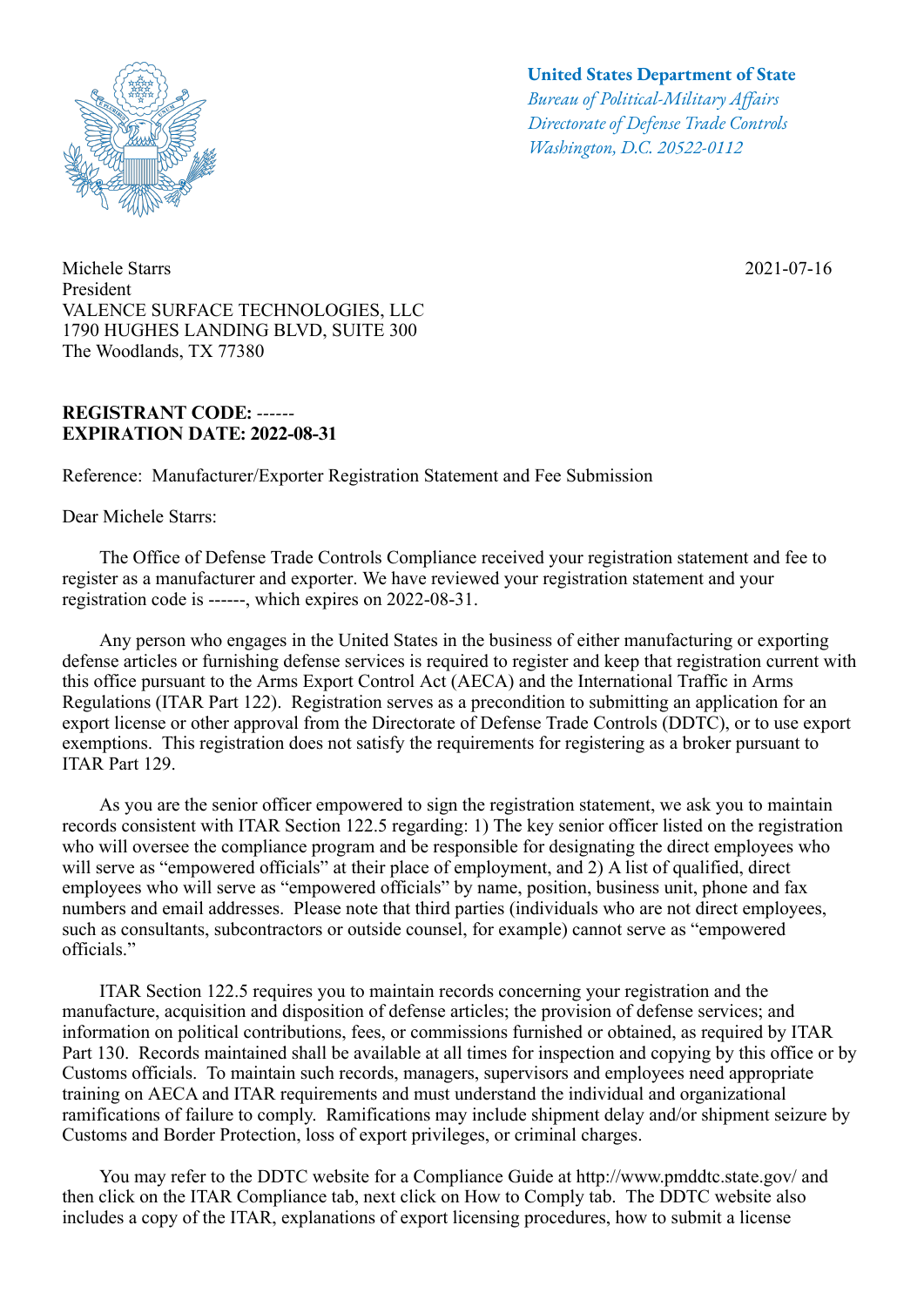**United States Department of State**
*Bureau of Political-Military Affairs*
*Directorate of Defense Trade Controls*
*Washington, D.C. 20522-0112*

Michele Starrs
President
VALENCE SURFACE TECHNOLOGIES, LLC
1790 HUGHES LANDING BLVD, SUITE 300
The Woodlands, TX 77380

2021-07-16

**REGISTRANT CODE:** ------
**EXPIRATION DATE: 2022-08-31**

Reference: Manufacturer/Exporter Registration Statement and Fee Submission

Dear Michele Starrs:

The Office of Defense Trade Controls Compliance received your registration statement and fee to register as a manufacturer and exporter. We have reviewed your registration statement and your registration code is ------, which expires on 2022-08-31.

Any person who engages in the United States in the business of either manufacturing or exporting defense articles or furnishing defense services is required to register and keep that registration current with this office pursuant to the Arms Export Control Act (AECA) and the International Traffic in Arms Regulations (ITAR Part 122). Registration serves as a precondition to submitting an application for an export license or other approval from the Directorate of Defense Trade Controls (DDTC), or to use export exemptions. This registration does not satisfy the requirements for registering as a broker pursuant to ITAR Part 129.

As you are the senior officer empowered to sign the registration statement, we ask you to maintain records consistent with ITAR Section 122.5 regarding: 1) The key senior officer listed on the registration who will oversee the compliance program and be responsible for designating the direct employees who will serve as "empowered officials" at their place of employment, and 2) A list of qualified, direct employees who will serve as "empowered officials" by name, position, business unit, phone and fax numbers and email addresses. Please note that third parties (individuals who are not direct employees, such as consultants, subcontractors or outside counsel, for example) cannot serve as "empowered officials."

ITAR Section 122.5 requires you to maintain records concerning your registration and the manufacture, acquisition and disposition of defense articles; the provision of defense services; and information on political contributions, fees, or commissions furnished or obtained, as required by ITAR Part 130. Records maintained shall be available at all times for inspection and copying by this office or by Customs officials. To maintain such records, managers, supervisors and employees need appropriate training on AECA and ITAR requirements and must understand the individual and organizational ramifications of failure to comply. Ramifications may include shipment delay and/or shipment seizure by Customs and Border Protection, loss of export privileges, or criminal charges.

You may refer to the DDTC website for a Compliance Guide at http://www.pmddtc.state.gov/ and then click on the ITAR Compliance tab, next click on How to Comply tab. The DDTC website also includes a copy of the ITAR, explanations of export licensing procedures, how to submit a license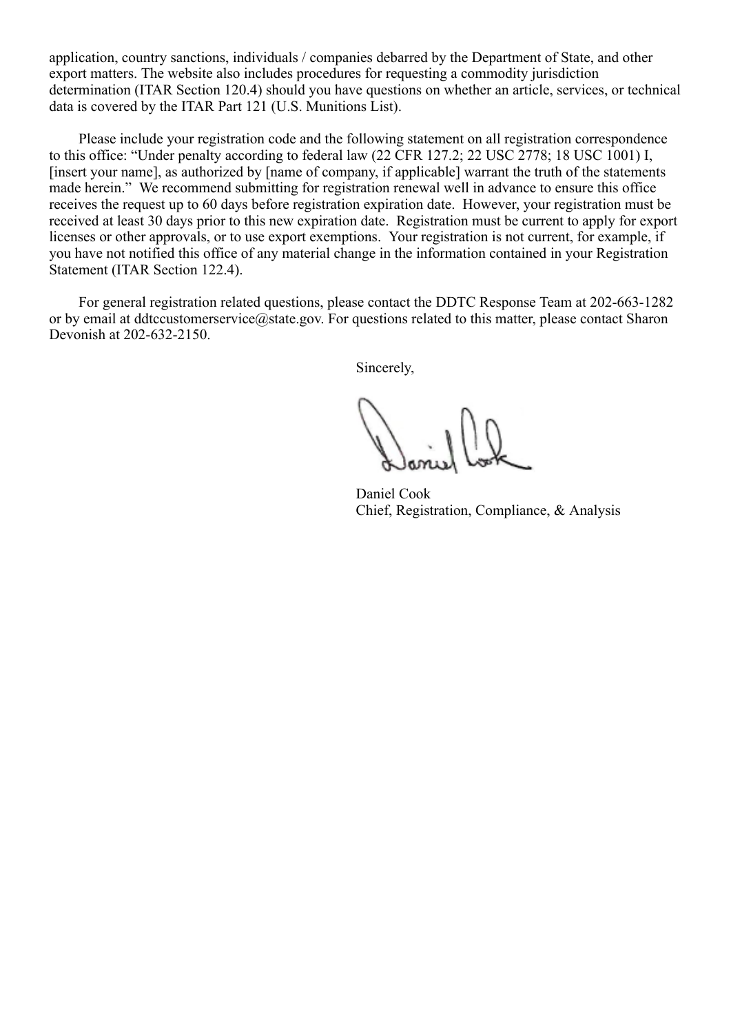application, country sanctions, individuals / companies debarred by the Department of State, and other export matters. The website also includes procedures for requesting a commodity jurisdiction determination (ITAR Section 120.4) should you have questions on whether an article, services, or technical data is covered by the ITAR Part 121 (U.S. Munitions List).

Please include your registration code and the following statement on all registration correspondence to this office: "Under penalty according to federal law (22 CFR 127.2; 22 USC 2778; 18 USC 1001) I, [insert your name], as authorized by [name of company, if applicable] warrant the truth of the statements made herein." We recommend submitting for registration renewal well in advance to ensure this office receives the request up to 60 days before registration expiration date. However, your registration must be received at least 30 days prior to this new expiration date. Registration must be current to apply for export licenses or other approvals, or to use export exemptions. Your registration is not current, for example, if you have not notified this office of any material change in the information contained in your Registration Statement (ITAR Section 122.4).

For general registration related questions, please contact the DDTC Response Team at 202-663-1282 or by email at ddtccustomerservice@state.gov. For questions related to this matter, please contact Sharon Devonish at 202-632-2150.

Sincerely,

Daniel Cook
Chief, Registration, Compliance, & Analysis